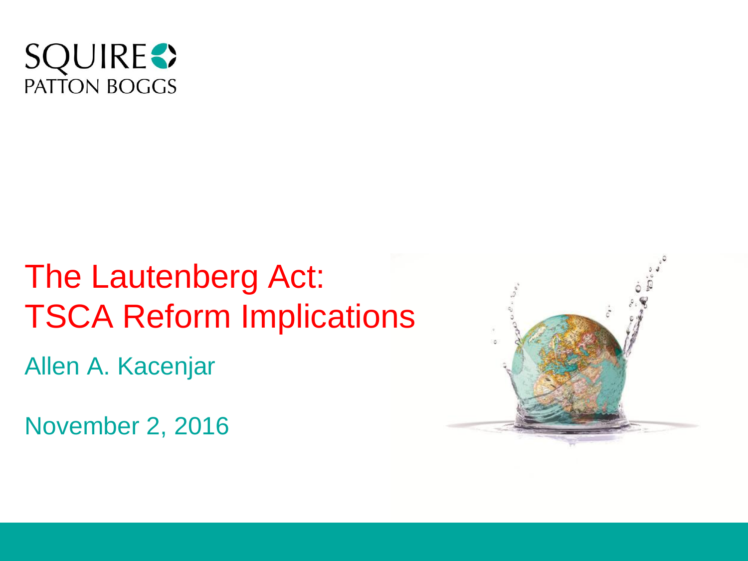SQUIRE PATTON BOGGS

# The Lautenberg Act: TSCA Reform Implications

Allen A. Kacenjar

November 2, 2016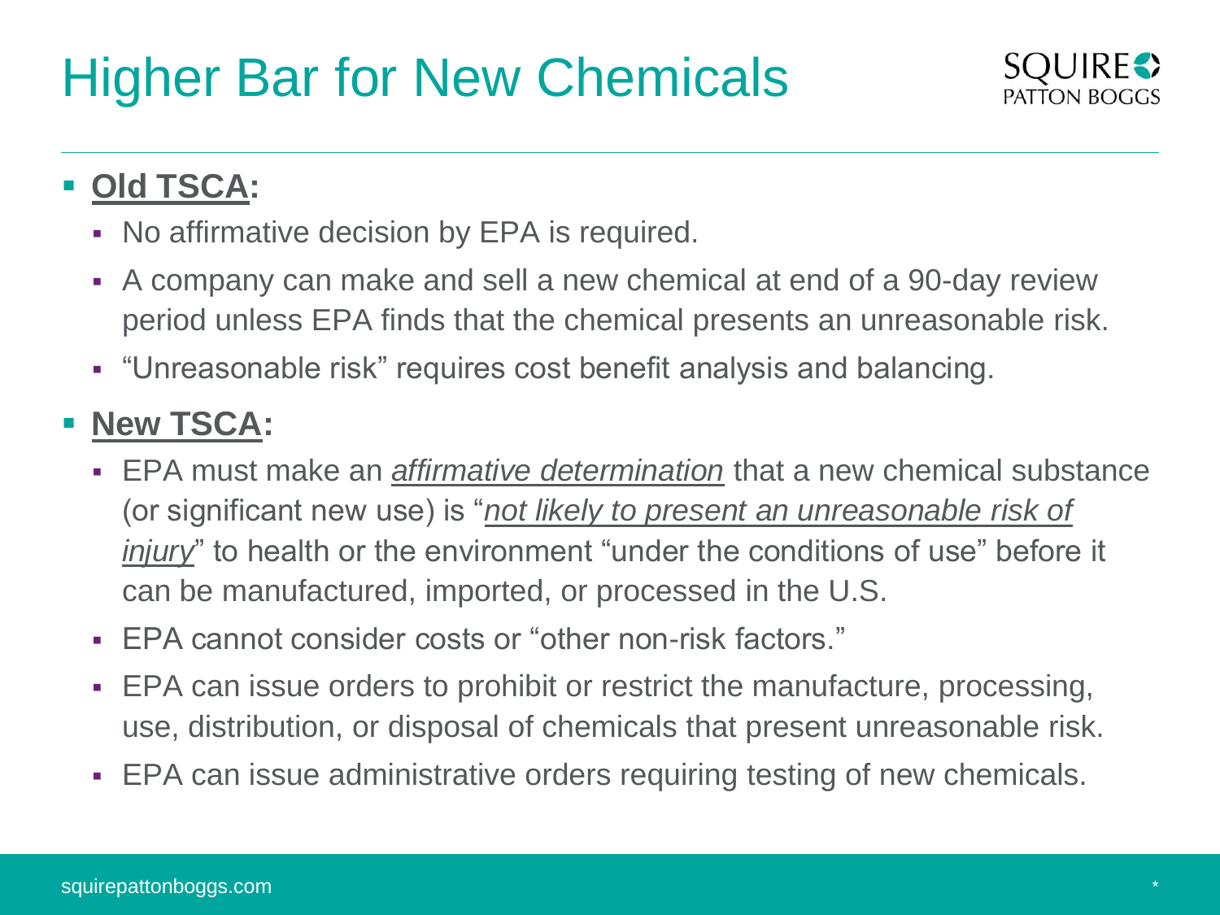# Higher Bar for New Chemicals

- **Old TSCA:**
  - No affirmative decision by EPA is required.
  - A company can make and sell a new chemical at end of a 90-day review period unless EPA finds that the chemical presents an unreasonable risk.
  - "Unreasonable risk" requires cost benefit analysis and balancing.
- **New TSCA:**
  - EPA must make an *affirmative determination* that a new chemical substance (or significant new use) is "*not likely to present an unreasonable risk of injury*" to health or the environment "under the conditions of use" before it can be manufactured, imported, or processed in the U.S.
  - EPA cannot consider costs or "other non-risk factors."
  - EPA can issue orders to prohibit or restrict the manufacture, processing, use, distribution, or disposal of chemicals that present unreasonable risk.
  - EPA can issue administrative orders requiring testing of new chemicals.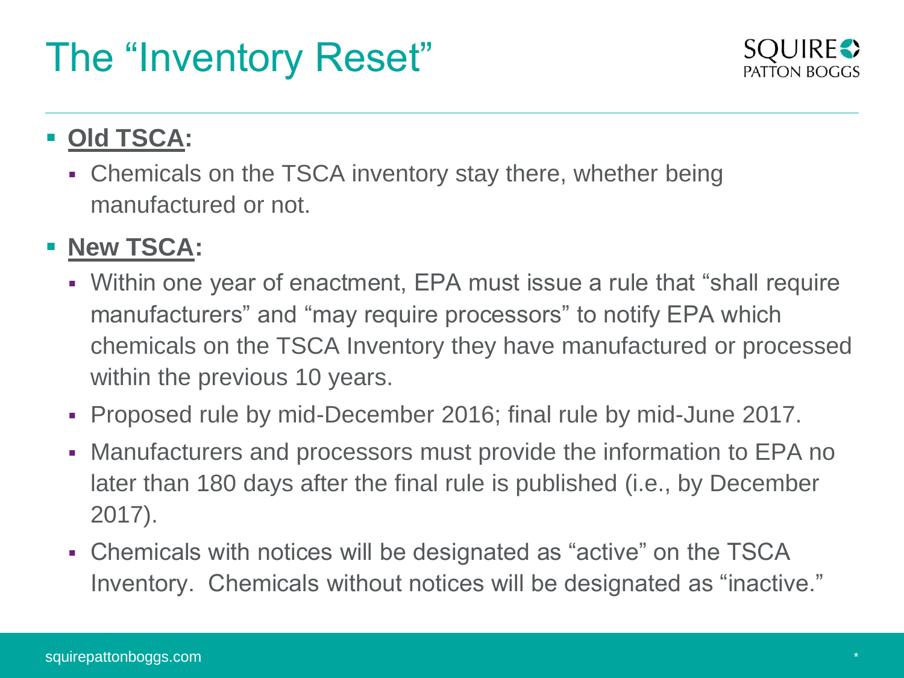# The "Inventory Reset"

- **Old TSCA:**
  - Chemicals on the TSCA inventory stay there, whether being manufactured or not.
- **New TSCA:**
  - Within one year of enactment, EPA must issue a rule that "shall require manufacturers" and "may require processors" to notify EPA which chemicals on the TSCA Inventory they have manufactured or processed within the previous 10 years.
  - Proposed rule by mid-December 2016; final rule by mid-June 2017.
  - Manufacturers and processors must provide the information to EPA no later than 180 days after the final rule is published (i.e., by December 2017).
  - Chemicals with notices will be designated as "active" on the TSCA Inventory. Chemicals without notices will be designated as "inactive."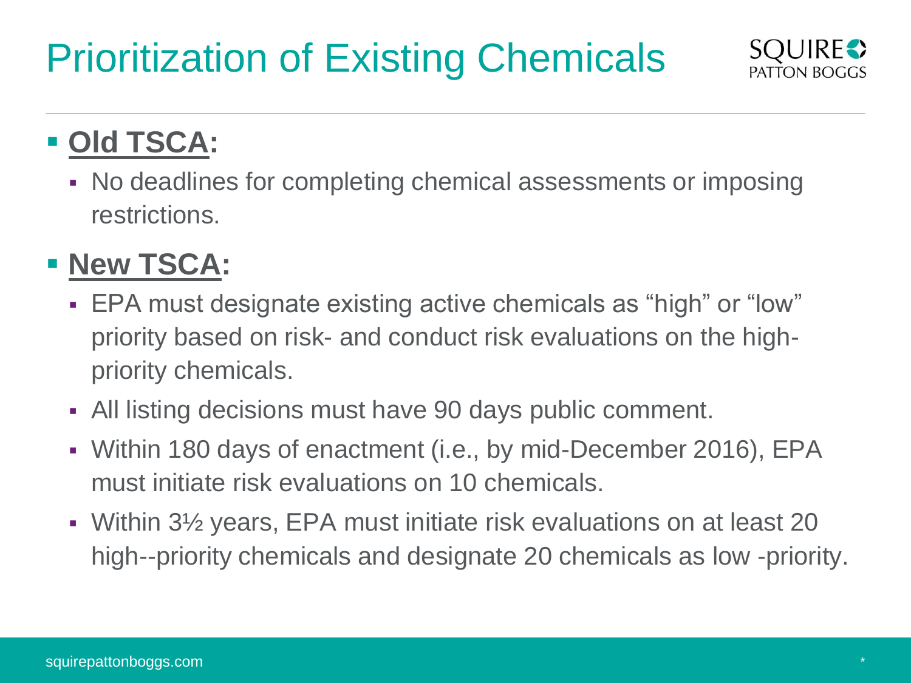# Prioritization of Existing Chemicals

- **Old TSCA:**
  - No deadlines for completing chemical assessments or imposing restrictions.
- **New TSCA:**
  - EPA must designate existing active chemicals as "high" or "low" priority based on risk- and conduct risk evaluations on the high-priority chemicals.
  - All listing decisions must have 90 days public comment.
  - Within 180 days of enactment (i.e., by mid-December 2016), EPA must initiate risk evaluations on 10 chemicals.
  - Within 3½ years, EPA must initiate risk evaluations on at least 20 high--priority chemicals and designate 20 chemicals as low -priority.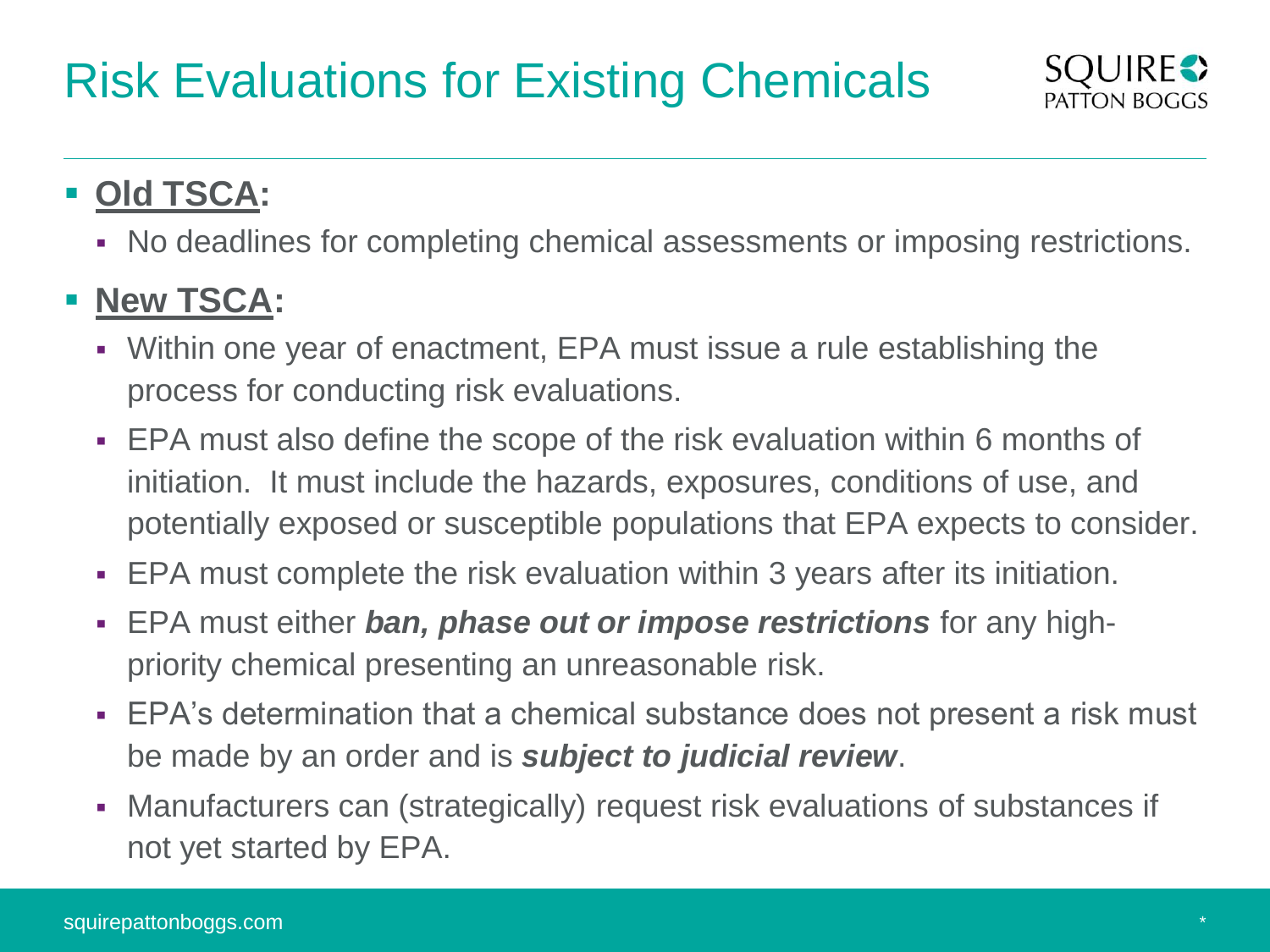# Risk Evaluations for Existing Chemicals

- **Old TSCA:**
  - No deadlines for completing chemical assessments or imposing restrictions.
- **New TSCA:**
  - Within one year of enactment, EPA must issue a rule establishing the process for conducting risk evaluations.
  - EPA must also define the scope of the risk evaluation within 6 months of initiation. It must include the hazards, exposures, conditions of use, and potentially exposed or susceptible populations that EPA expects to consider.
  - EPA must complete the risk evaluation within 3 years after its initiation.
  - EPA must either ***ban, phase out or impose restrictions*** for any high-priority chemical presenting an unreasonable risk.
  - EPA's determination that a chemical substance does not present a risk must be made by an order and is ***subject to judicial review***.
  - Manufacturers can (strategically) request risk evaluations of substances if not yet started by EPA.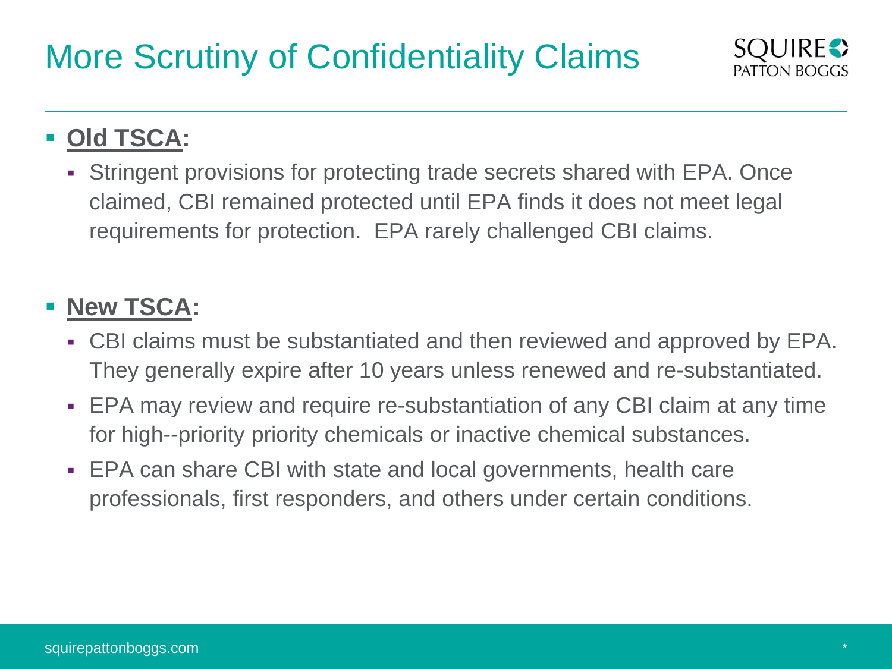# More Scrutiny of Confidentiality Claims

- **Old TSCA:**
  - Stringent provisions for protecting trade secrets shared with EPA. Once claimed, CBI remained protected until EPA finds it does not meet legal requirements for protection. EPA rarely challenged CBI claims.

- **New TSCA:**
  - CBI claims must be substantiated and then reviewed and approved by EPA. They generally expire after 10 years unless renewed and re-substantiated.
  - EPA may review and require re-substantiation of any CBI claim at any time for high--priority priority chemicals or inactive chemical substances.
  - EPA can share CBI with state and local governments, health care professionals, first responders, and others under certain conditions.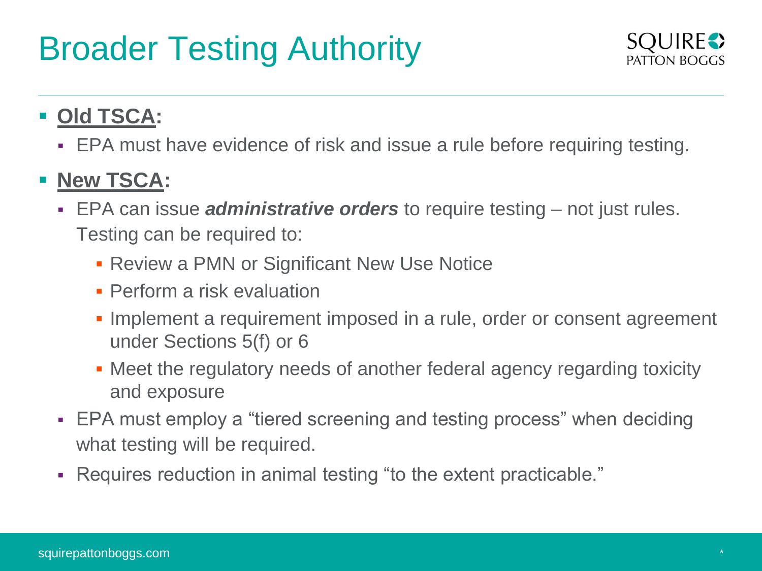# Broader Testing Authority

- **Old TSCA:**
  - EPA must have evidence of risk and issue a rule before requiring testing.
- **New TSCA:**
  - EPA can issue ***administrative orders*** to require testing – not just rules. Testing can be required to:
    - Review a PMN or Significant New Use Notice
    - Perform a risk evaluation
    - Implement a requirement imposed in a rule, order or consent agreement under Sections 5(f) or 6
    - Meet the regulatory needs of another federal agency regarding toxicity and exposure
  - EPA must employ a "tiered screening and testing process" when deciding what testing will be required.
  - Requires reduction in animal testing "to the extent practicable."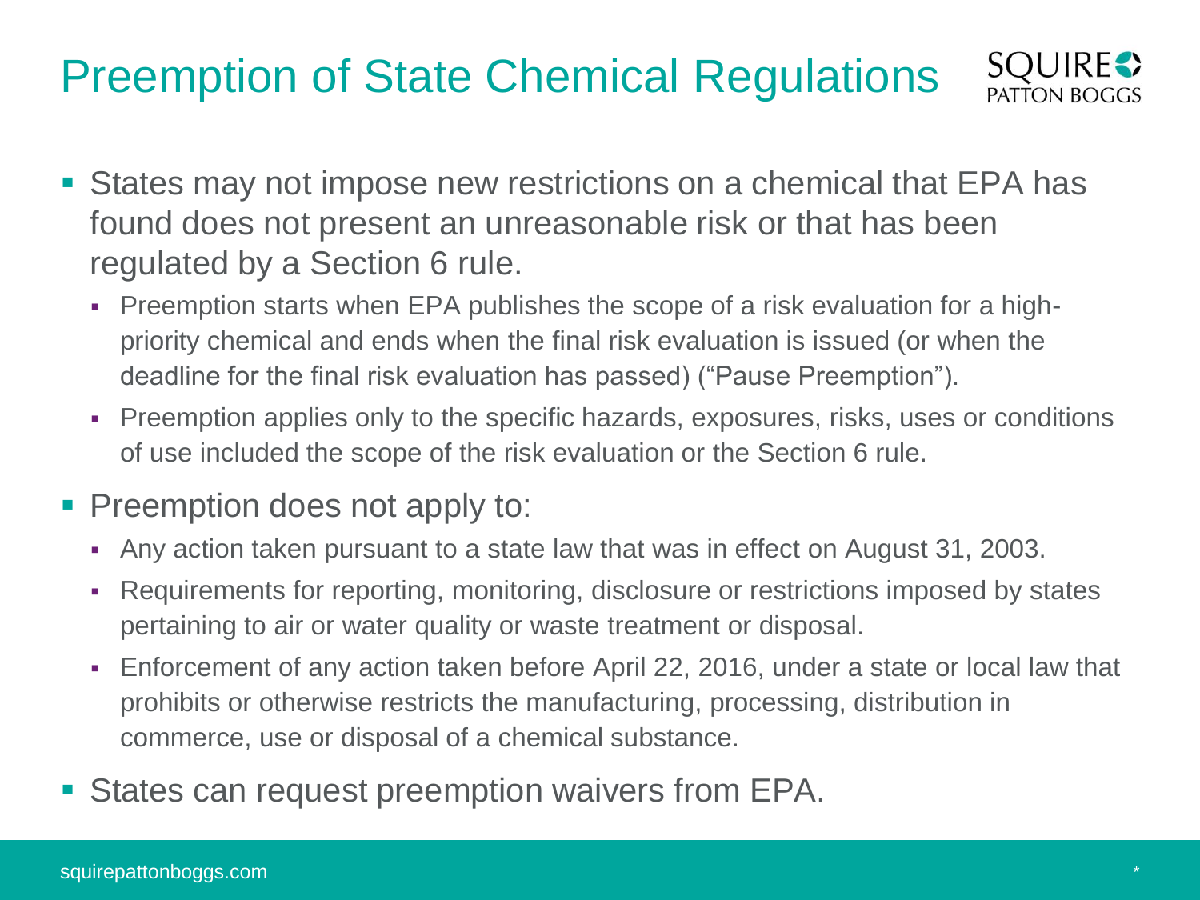# Preemption of State Chemical Regulations

- States may not impose new restrictions on a chemical that EPA has found does not present an unreasonable risk or that has been regulated by a Section 6 rule.
  - Preemption starts when EPA publishes the scope of a risk evaluation for a high-priority chemical and ends when the final risk evaluation is issued (or when the deadline for the final risk evaluation has passed) ("Pause Preemption").
  - Preemption applies only to the specific hazards, exposures, risks, uses or conditions of use included the scope of the risk evaluation or the Section 6 rule.
- Preemption does not apply to:
  - Any action taken pursuant to a state law that was in effect on August 31, 2003.
  - Requirements for reporting, monitoring, disclosure or restrictions imposed by states pertaining to air or water quality or waste treatment or disposal.
  - Enforcement of any action taken before April 22, 2016, under a state or local law that prohibits or otherwise restricts the manufacturing, processing, distribution in commerce, use or disposal of a chemical substance.
- States can request preemption waivers from EPA.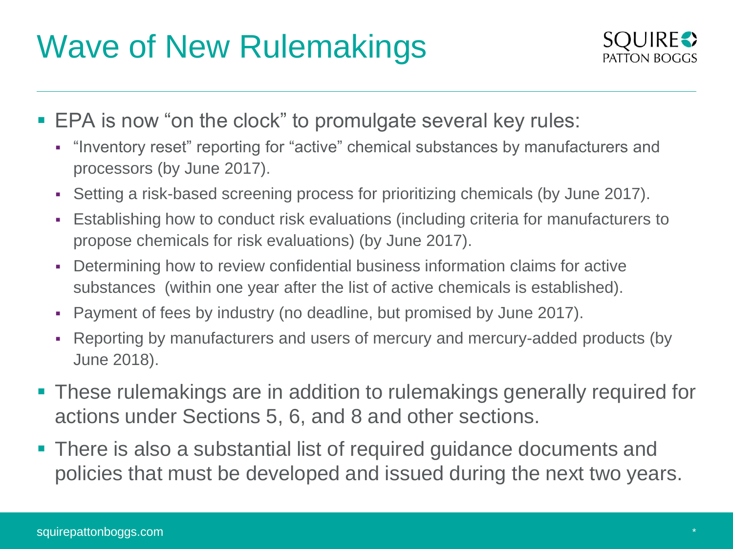# Wave of New Rulemakings

- EPA is now "on the clock" to promulgate several key rules:
  - "Inventory reset" reporting for "active" chemical substances by manufacturers and processors (by June 2017).
  - Setting a risk-based screening process for prioritizing chemicals (by June 2017).
  - Establishing how to conduct risk evaluations (including criteria for manufacturers to propose chemicals for risk evaluations) (by June 2017).
  - Determining how to review confidential business information claims for active substances (within one year after the list of active chemicals is established).
  - Payment of fees by industry (no deadline, but promised by June 2017).
  - Reporting by manufacturers and users of mercury and mercury-added products (by June 2018).
- These rulemakings are in addition to rulemakings generally required for actions under Sections 5, 6, and 8 and other sections.
- There is also a substantial list of required guidance documents and policies that must be developed and issued during the next two years.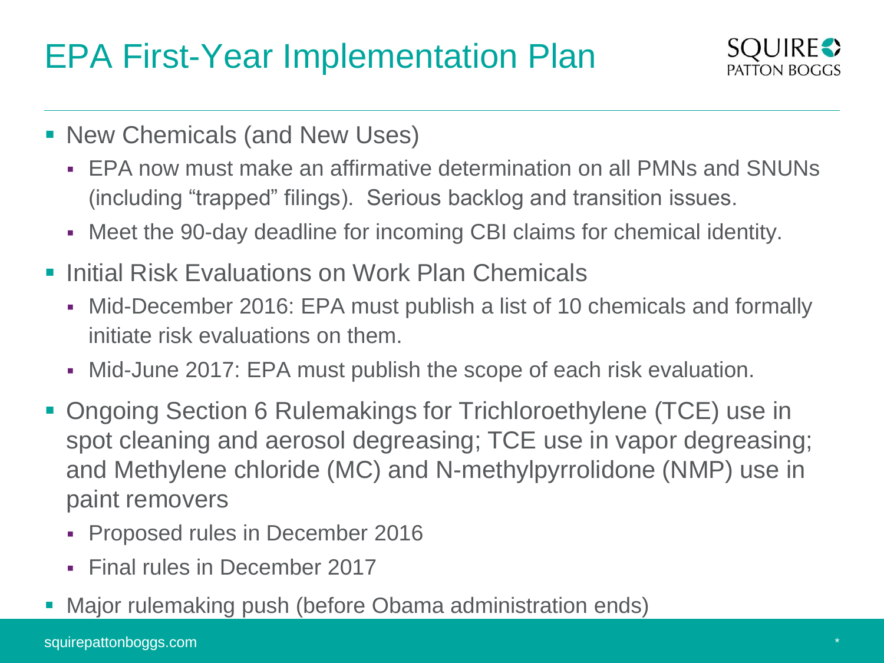# EPA First-Year Implementation Plan

- New Chemicals (and New Uses)
  - EPA now must make an affirmative determination on all PMNs and SNUNs (including "trapped" filings). Serious backlog and transition issues.
  - Meet the 90-day deadline for incoming CBI claims for chemical identity.
- Initial Risk Evaluations on Work Plan Chemicals
  - Mid-December 2016: EPA must publish a list of 10 chemicals and formally initiate risk evaluations on them.
  - Mid-June 2017: EPA must publish the scope of each risk evaluation.
- Ongoing Section 6 Rulemakings for Trichloroethylene (TCE) use in spot cleaning and aerosol degreasing; TCE use in vapor degreasing; and Methylene chloride (MC) and N-methylpyrrolidone (NMP) use in paint removers
  - Proposed rules in December 2016
  - Final rules in December 2017
- Major rulemaking push (before Obama administration ends)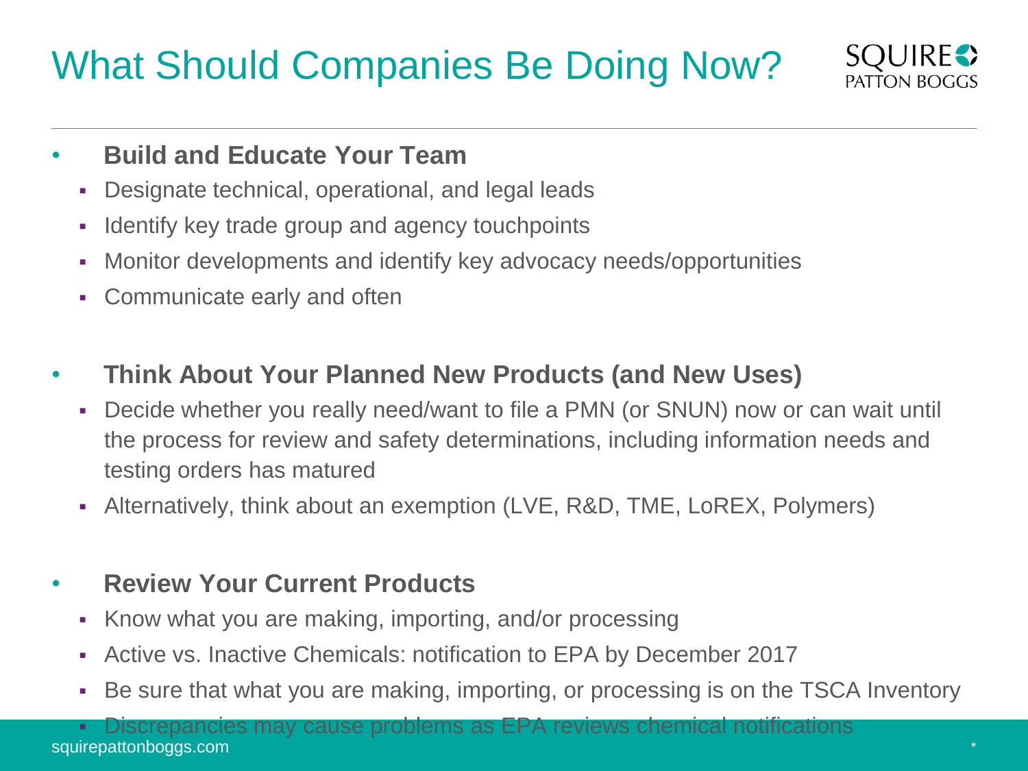# What Should Companies Be Doing Now?

- **Build and Educate Your Team**
  - Designate technical, operational, and legal leads
  - Identify key trade group and agency touchpoints
  - Monitor developments and identify key advocacy needs/opportunities
  - Communicate early and often

- **Think About Your Planned New Products (and New Uses)**
  - Decide whether you really need/want to file a PMN (or SNUN) now or can wait until the process for review and safety determinations, including information needs and testing orders has matured
  - Alternatively, think about an exemption (LVE, R&D, TME, LoREX, Polymers)

- **Review Your Current Products**
  - Know what you are making, importing, and/or processing
  - Active vs. Inactive Chemicals: notification to EPA by December 2017
  - Be sure that what you are making, importing, or processing is on the TSCA Inventory
  - Discrepancies may cause problems as EPA reviews chemical notifications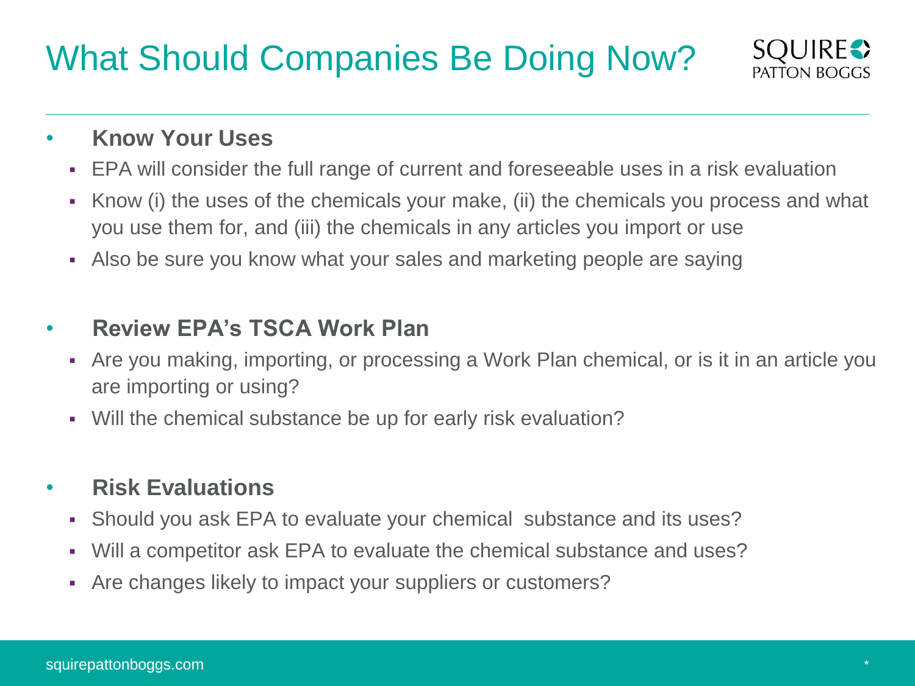# What Should Companies Be Doing Now?

- **Know Your Uses**
  - EPA will consider the full range of current and foreseeable uses in a risk evaluation
  - Know (i) the uses of the chemicals your make, (ii) the chemicals you process and what you use them for, and (iii) the chemicals in any articles you import or use
  - Also be sure you know what your sales and marketing people are saying

- **Review EPA's TSCA Work Plan**
  - Are you making, importing, or processing a Work Plan chemical, or is it in an article you are importing or using?
  - Will the chemical substance be up for early risk evaluation?

- **Risk Evaluations**
  - Should you ask EPA to evaluate your chemical substance and its uses?
  - Will a competitor ask EPA to evaluate the chemical substance and uses?
  - Are changes likely to impact your suppliers or customers?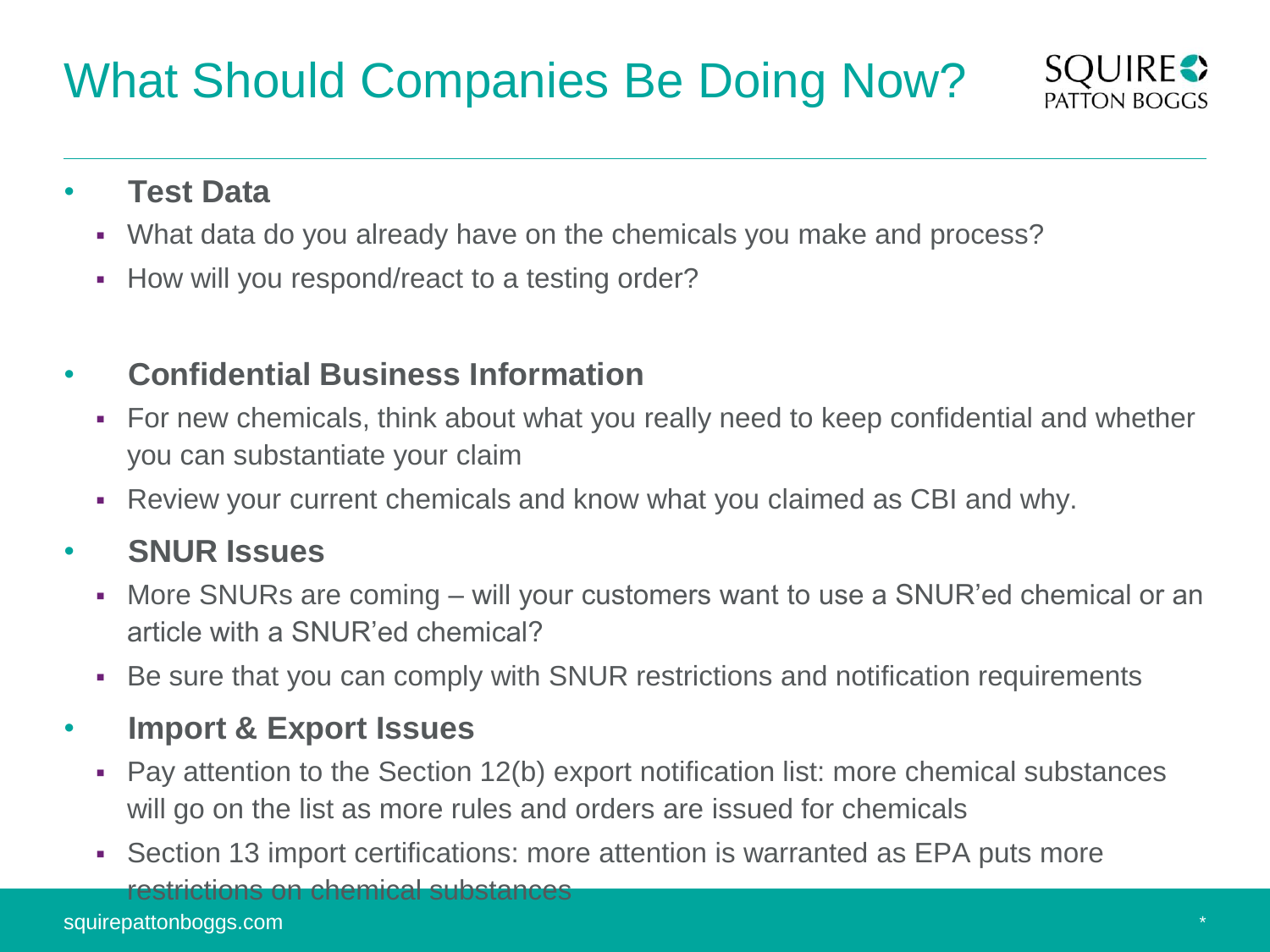# What Should Companies Be Doing Now?

- **Test Data**
  - What data do you already have on the chemicals you make and process?
  - How will you respond/react to a testing order?

- **Confidential Business Information**
  - For new chemicals, think about what you really need to keep confidential and whether you can substantiate your claim
  - Review your current chemicals and know what you claimed as CBI and why.

- **SNUR Issues**
  - More SNURs are coming – will your customers want to use a SNUR'ed chemical or an article with a SNUR'ed chemical?
  - Be sure that you can comply with SNUR restrictions and notification requirements

- **Import & Export Issues**
  - Pay attention to the Section 12(b) export notification list: more chemical substances will go on the list as more rules and orders are issued for chemicals
  - Section 13 import certifications: more attention is warranted as EPA puts more restrictions on chemical substances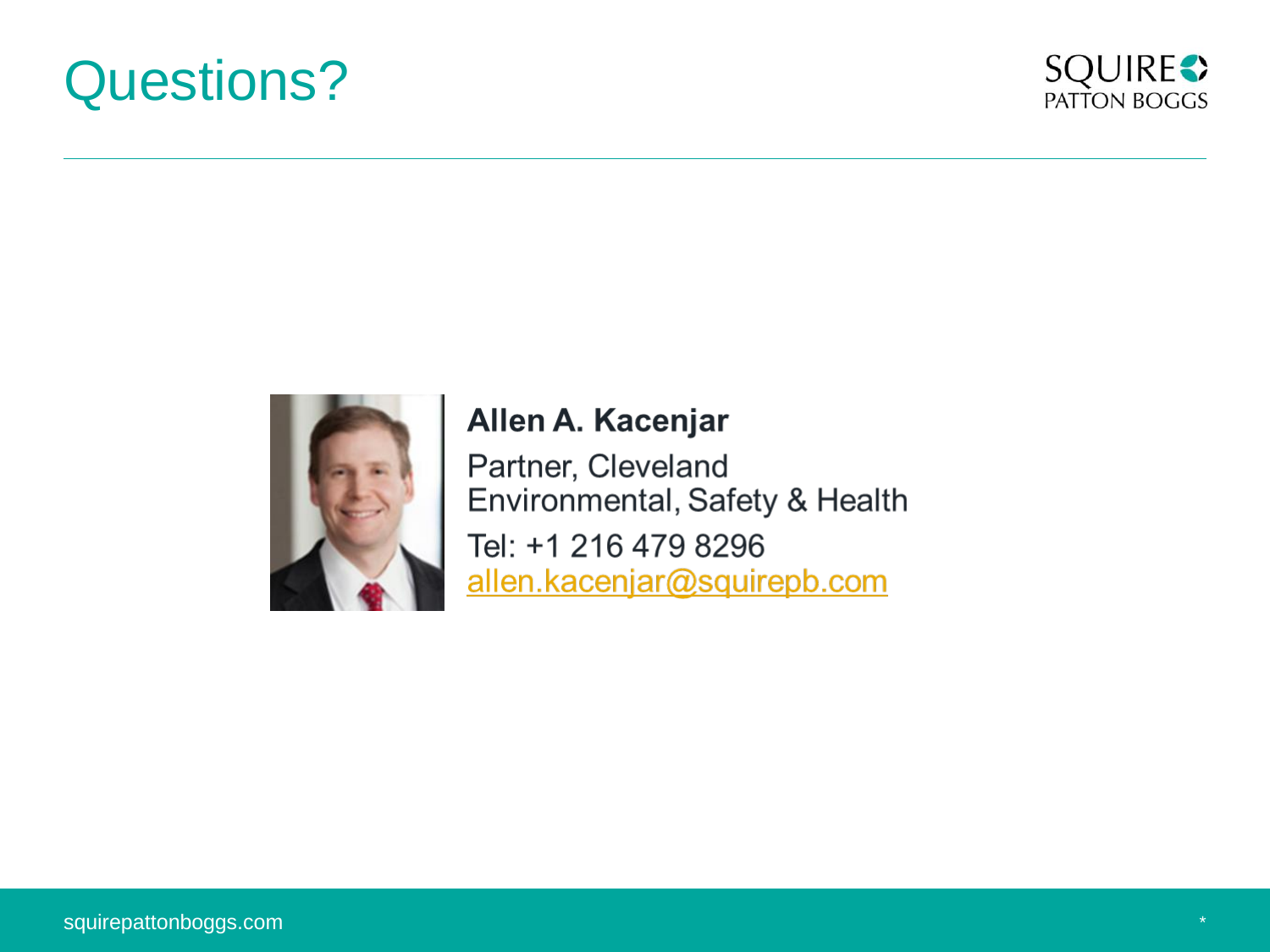# Questions?

**Allen A. Kacenjar**

Partner, Cleveland
Environmental, Safety & Health

Tel: +1 216 479 8296
[allen.kacenjar@squirepb.com](mailto:allen.kacenjar@squirepb.com)